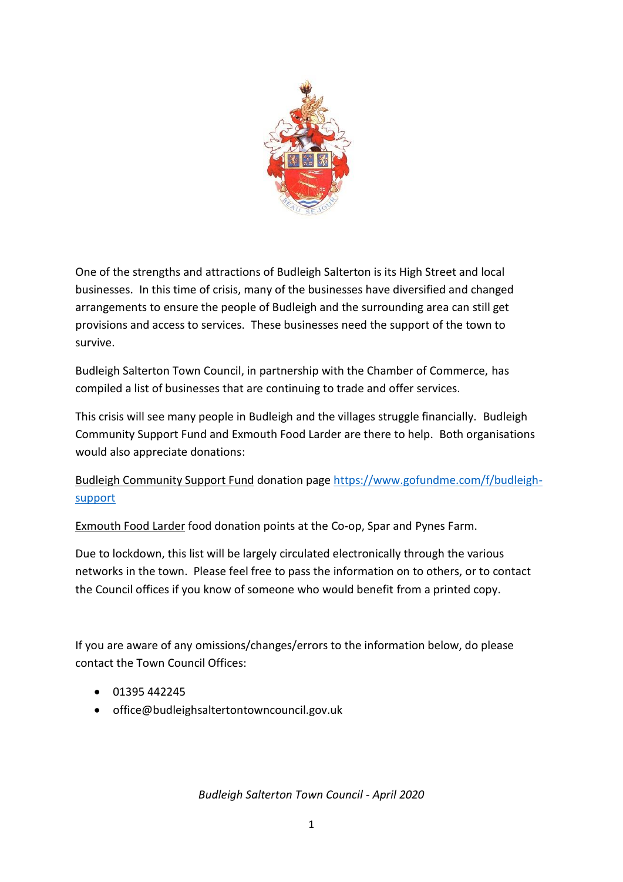One of the strengths and attractions of Budleigh Salterton is its High Street and local businesses. In this time of crisis, many of the businesses have diversified and changed arrangements to ensure the people of Budleigh and the surrounding area can still get provisions and access to services. These businesses need the support of the town to survive.

Budleigh Salterton Town Council, in partnership with the Chamber of Commerce, has compiled a list of businesses that are continuing to trade and offer services.

This crisis will see many people in Budleigh and the villages struggle financially. Budleigh Community Support Fund and Exmouth Food Larder are there to help. Both organisations would also appreciate donations:

Budleigh Community Support Fund donation page https://www.gofundme.com/f/budleigh-support

Exmouth Food Larder food donation points at the Co-op, Spar and Pynes Farm.

Due to lockdown, this list will be largely circulated electronically through the various networks in the town. Please feel free to pass the information on to others, or to contact the Council offices if you know of someone who would benefit from a printed copy.

If you are aware of any omissions/changes/errors to the information below, do please contact the Town Council Offices:

- 01395 442245
- office@budleighsaltertontowncouncil.gov.uk

*Budleigh Salterton Town Council - April 2020*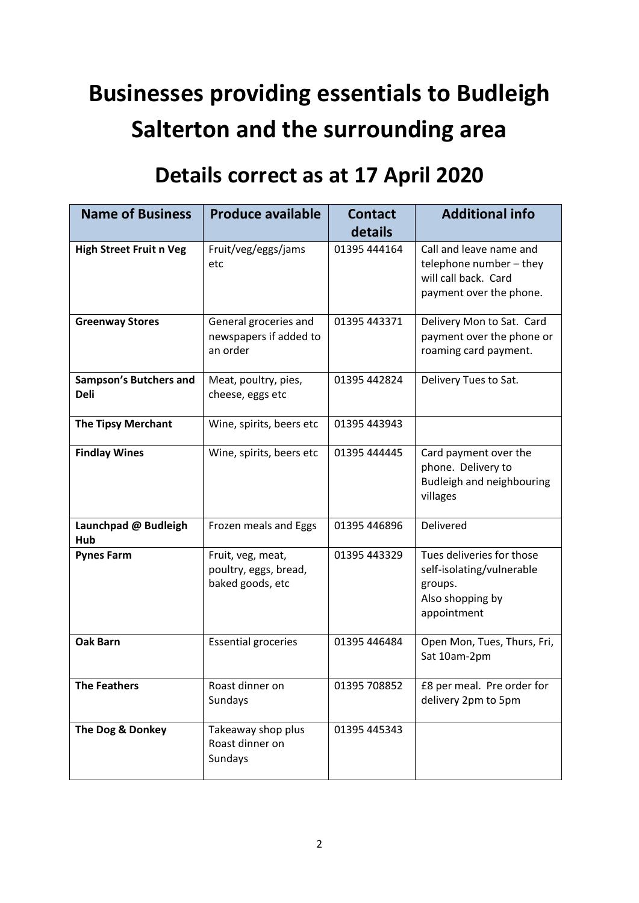# Businesses providing essentials to Budleigh Salterton and the surrounding area

## Details correct as at 17 April 2020

| Name of Business | Produce available | Contact details | Additional info |
|---|---|---|---|
| **High Street Fruit n Veg** | Fruit/veg/eggs/jams etc | 01395 444164 | Call and leave name and telephone number – they will call back. Card payment over the phone. |
| **Greenway Stores** | General groceries and newspapers if added to an order | 01395 443371 | Delivery Mon to Sat. Card payment over the phone or roaming card payment. |
| **Sampson's Butchers and Deli** | Meat, poultry, pies, cheese, eggs etc | 01395 442824 | Delivery Tues to Sat. |
| **The Tipsy Merchant** | Wine, spirits, beers etc | 01395 443943 | |
| **Findlay Wines** | Wine, spirits, beers etc | 01395 444445 | Card payment over the phone. Delivery to Budleigh and neighbouring villages |
| **Launchpad @ Budleigh Hub** | Frozen meals and Eggs | 01395 446896 | Delivered |
| **Pynes Farm** | Fruit, veg, meat, poultry, eggs, bread, baked goods, etc | 01395 443329 | Tues deliveries for those self-isolating/vulnerable groups.<br>Also shopping by appointment |
| **Oak Barn** | Essential groceries | 01395 446484 | Open Mon, Tues, Thurs, Fri, Sat 10am-2pm |
| **The Feathers** | Roast dinner on Sundays | 01395 708852 | £8 per meal. Pre order for delivery 2pm to 5pm |
| **The Dog & Donkey** | Takeaway shop plus Roast dinner on Sundays | 01395 445343 | |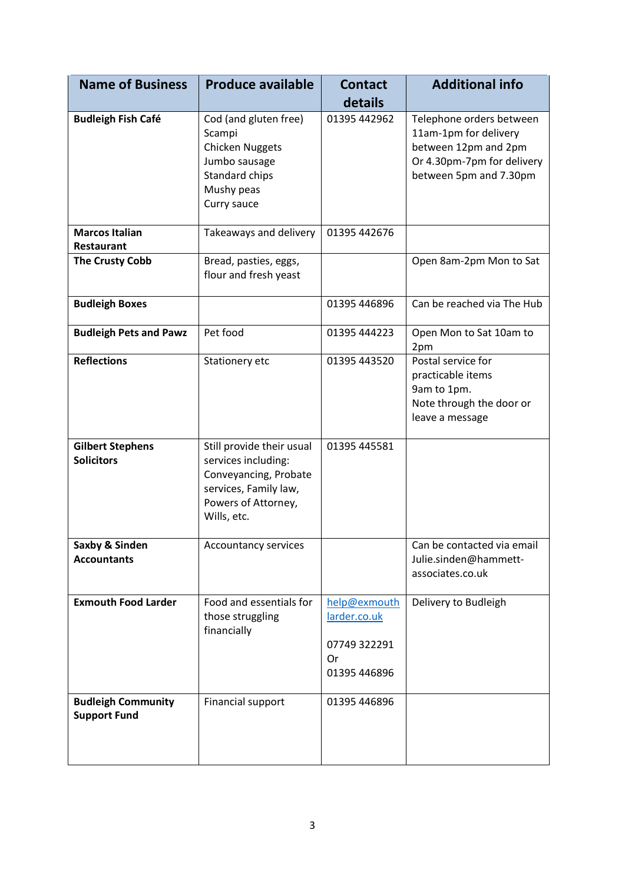| Name of Business | Produce available | Contact details | Additional info |
|---|---|---|---|
| **Budleigh Fish Café** | Cod (and gluten free)<br>Scampi<br>Chicken Nuggets<br>Jumbo sausage<br>Standard chips<br>Mushy peas<br>Curry sauce | 01395 442962 | Telephone orders between 11am-1pm for delivery between 12pm and 2pm<br>Or 4.30pm-7pm for delivery between 5pm and 7.30pm |
| **Marcos Italian Restaurant** | Takeaways and delivery | 01395 442676 | |
| **The Crusty Cobb** | Bread, pasties, eggs, flour and fresh yeast | | Open 8am-2pm Mon to Sat |
| **Budleigh Boxes** | | 01395 446896 | Can be reached via The Hub |
| **Budleigh Pets and Pawz** | Pet food | 01395 444223 | Open Mon to Sat 10am to 2pm |
| **Reflections** | Stationery etc | 01395 443520 | Postal service for practicable items<br>9am to 1pm.<br>Note through the door or leave a message |
| **Gilbert Stephens Solicitors** | Still provide their usual services including: Conveyancing, Probate services, Family law, Powers of Attorney, Wills, etc. | 01395 445581 | |
| **Saxby & Sinden Accountants** | Accountancy services | | Can be contacted via email Julie.sinden@hammett-associates.co.uk |
| **Exmouth Food Larder** | Food and essentials for those struggling financially | help@exmouthlarder.co.uk<br><br>07749 322291<br>Or<br>01395 446896 | Delivery to Budleigh |
| **Budleigh Community Support Fund** | Financial support | 01395 446896 | |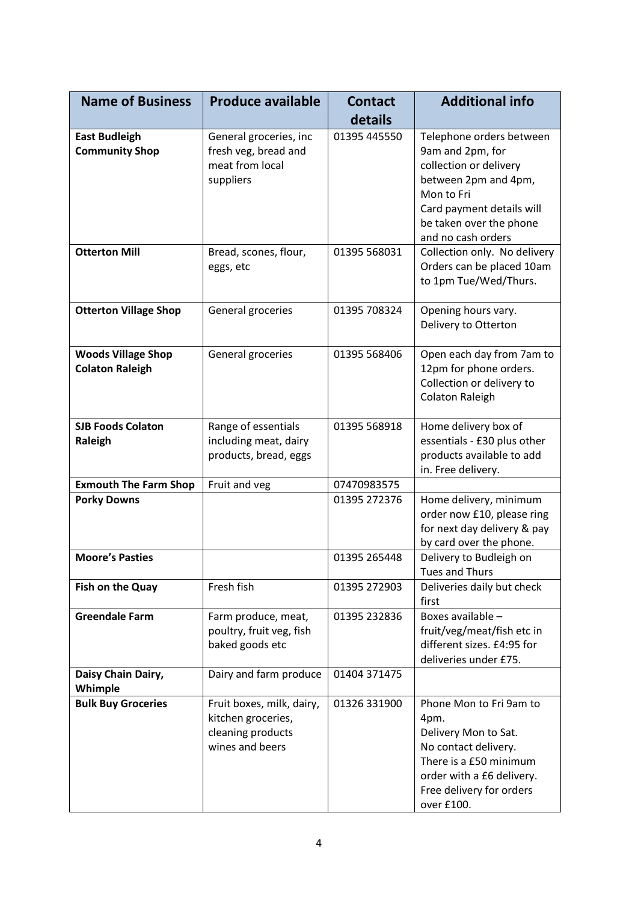| Name of Business | Produce available | Contact details | Additional info |
|---|---|---|---|
| **East Budleigh Community Shop** | General groceries, inc fresh veg, bread and meat from local suppliers | 01395 445550 | Telephone orders between 9am and 2pm, for collection or delivery between 2pm and 4pm, Mon to Fri<br>Card payment details will be taken over the phone and no cash orders |
| **Otterton Mill** | Bread, scones, flour, eggs, etc | 01395 568031 | Collection only. No delivery<br>Orders can be placed 10am to 1pm Tue/Wed/Thurs. |
| **Otterton Village Shop** | General groceries | 01395 708324 | Opening hours vary.<br>Delivery to Otterton |
| **Woods Village Shop Colaton Raleigh** | General groceries | 01395 568406 | Open each day from 7am to 12pm for phone orders.<br>Collection or delivery to Colaton Raleigh |
| **SJB Foods Colaton Raleigh** | Range of essentials including meat, dairy products, bread, eggs | 01395 568918 | Home delivery box of essentials - £30 plus other products available to add in. Free delivery. |
| **Exmouth The Farm Shop** | Fruit and veg | 07470983575 | |
| **Porky Downs** | | 01395 272376 | Home delivery, minimum order now £10, please ring for next day delivery & pay by card over the phone. |
| **Moore's Pasties** | | 01395 265448 | Delivery to Budleigh on Tues and Thurs |
| **Fish on the Quay** | Fresh fish | 01395 272903 | Deliveries daily but check first |
| **Greendale Farm** | Farm produce, meat, poultry, fruit veg, fish baked goods etc | 01395 232836 | Boxes available – fruit/veg/meat/fish etc in different sizes. £4:95 for deliveries under £75. |
| **Daisy Chain Dairy, Whimple** | Dairy and farm produce | 01404 371475 | |
| **Bulk Buy Groceries** | Fruit boxes, milk, dairy, kitchen groceries, cleaning products wines and beers | 01326 331900 | Phone Mon to Fri 9am to 4pm.<br>Delivery Mon to Sat.<br>No contact delivery.<br>There is a £50 minimum order with a £6 delivery.<br>Free delivery for orders over £100. |